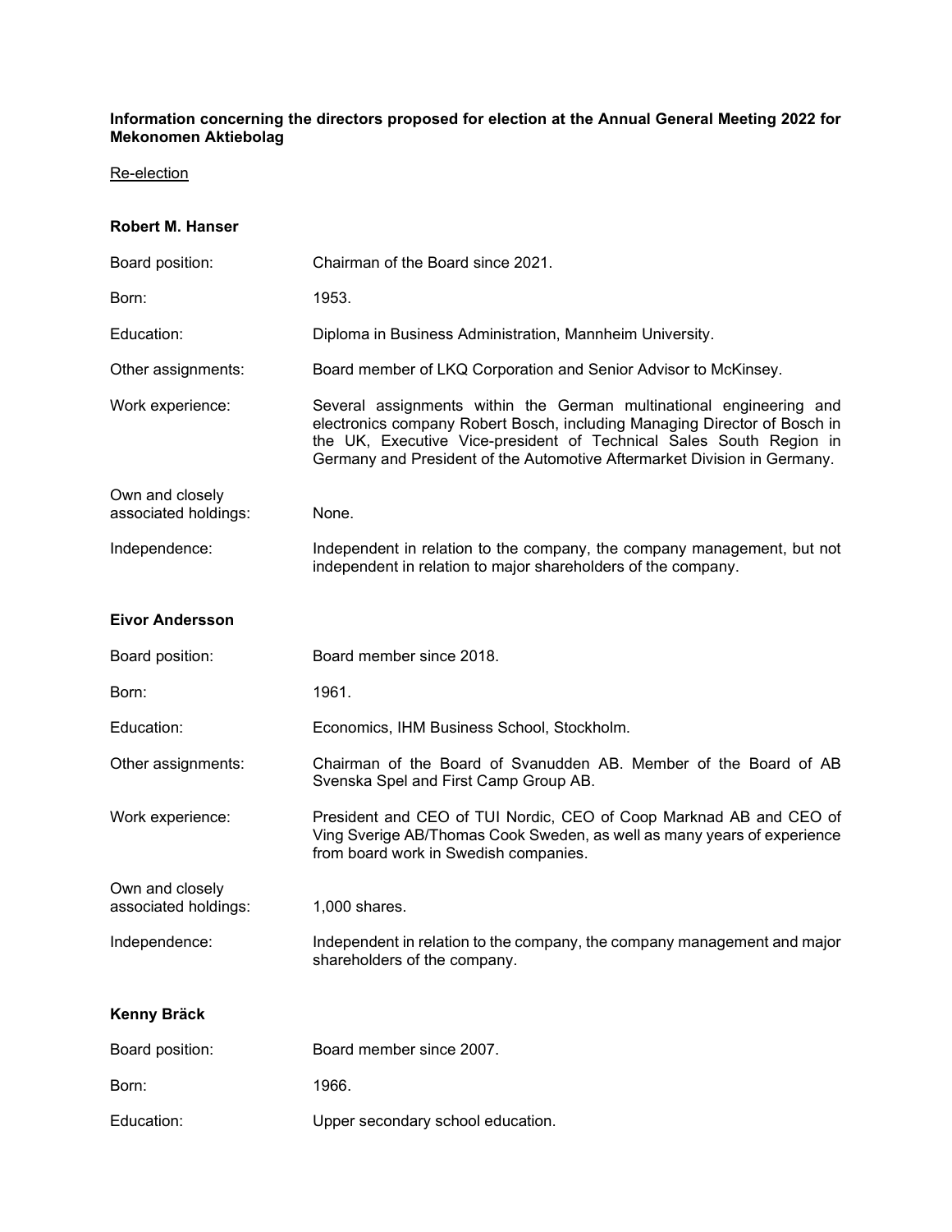**Information concerning the directors proposed for election at the Annual General Meeting 2022 for Mekonomen Aktiebolag**

Re-election

**Robert M. Hanser**

| | |
|---|---|
| Board position: | Chairman of the Board since 2021. |
| Born: | 1953. |
| Education: | Diploma in Business Administration, Mannheim University. |
| Other assignments: | Board member of LKQ Corporation and Senior Advisor to McKinsey. |
| Work experience: | Several assignments within the German multinational engineering and electronics company Robert Bosch, including Managing Director of Bosch in the UK, Executive Vice-president of Technical Sales South Region in Germany and President of the Automotive Aftermarket Division in Germany. |
| Own and closely associated holdings: | None. |
| Independence: | Independent in relation to the company, the company management, but not independent in relation to major shareholders of the company. |

**Eivor Andersson**

| | |
|---|---|
| Board position: | Board member since 2018. |
| Born: | 1961. |
| Education: | Economics, IHM Business School, Stockholm. |
| Other assignments: | Chairman of the Board of Svanudden AB. Member of the Board of AB Svenska Spel and First Camp Group AB. |
| Work experience: | President and CEO of TUI Nordic, CEO of Coop Marknad AB and CEO of Ving Sverige AB/Thomas Cook Sweden, as well as many years of experience from board work in Swedish companies. |
| Own and closely associated holdings: | 1,000 shares. |
| Independence: | Independent in relation to the company, the company management and major shareholders of the company. |

**Kenny Bräck**

| | |
|---|---|
| Board position: | Board member since 2007. |
| Born: | 1966. |
| Education: | Upper secondary school education. |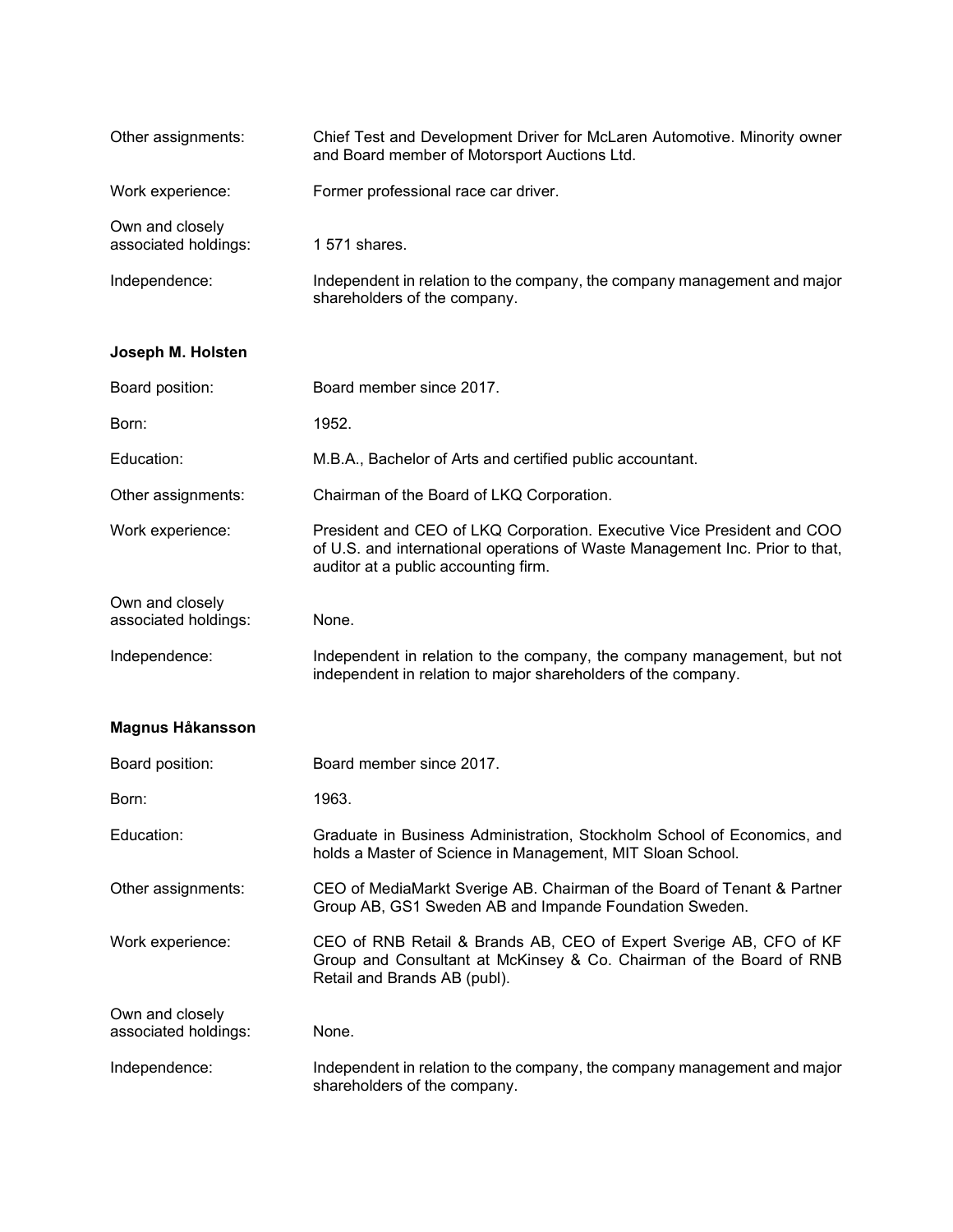Other assignments: Chief Test and Development Driver for McLaren Automotive. Minority owner and Board member of Motorsport Auctions Ltd.

Work experience: Former professional race car driver.

Own and closely associated holdings: 1 571 shares.

Independence: Independent in relation to the company, the company management and major shareholders of the company.

**Joseph M. Holsten**

Board position: Board member since 2017.

Born: 1952.

Education: M.B.A., Bachelor of Arts and certified public accountant.

Other assignments: Chairman of the Board of LKQ Corporation.

Work experience: President and CEO of LKQ Corporation. Executive Vice President and COO of U.S. and international operations of Waste Management Inc. Prior to that, auditor at a public accounting firm.

Own and closely associated holdings: None.

Independence: Independent in relation to the company, the company management, but not independent in relation to major shareholders of the company.

**Magnus Håkansson**

Board position: Board member since 2017.

Born: 1963.

Education: Graduate in Business Administration, Stockholm School of Economics, and holds a Master of Science in Management, MIT Sloan School.

Other assignments: CEO of MediaMarkt Sverige AB. Chairman of the Board of Tenant & Partner Group AB, GS1 Sweden AB and Impande Foundation Sweden.

Work experience: CEO of RNB Retail & Brands AB, CEO of Expert Sverige AB, CFO of KF Group and Consultant at McKinsey & Co. Chairman of the Board of RNB Retail and Brands AB (publ).

Own and closely associated holdings: None.

Independence: Independent in relation to the company, the company management and major shareholders of the company.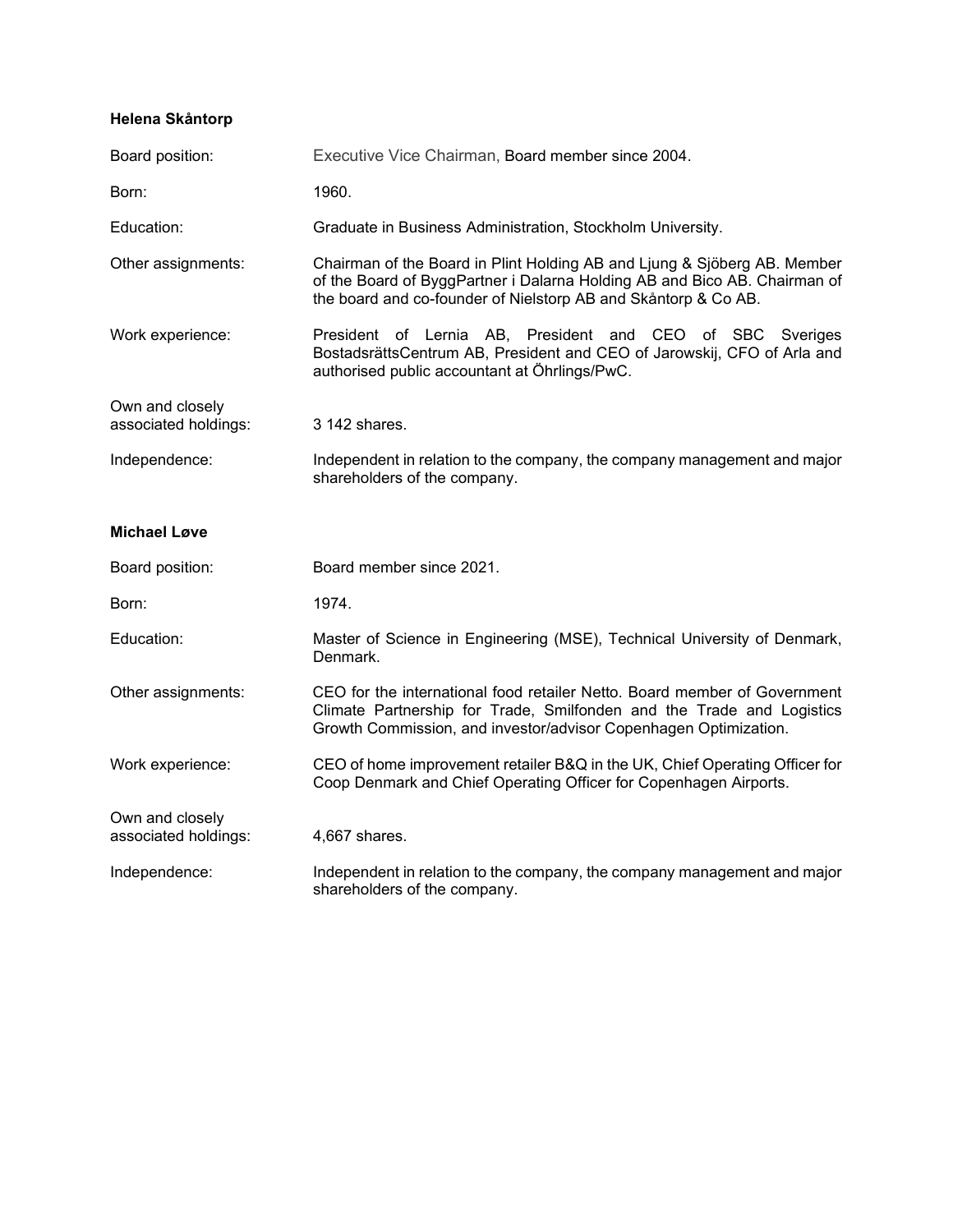**Helena Skåntorp**

| | |
|---|---|
| Board position: | Executive Vice Chairman, Board member since 2004. |
| Born: | 1960. |
| Education: | Graduate in Business Administration, Stockholm University. |
| Other assignments: | Chairman of the Board in Plint Holding AB and Ljung & Sjöberg AB. Member of the Board of ByggPartner i Dalarna Holding AB and Bico AB. Chairman of the board and co-founder of Nielstorp AB and Skåntorp & Co AB. |
| Work experience: | President of Lernia AB, President and CEO of SBC Sveriges BostadsrättsCentrum AB, President and CEO of Jarowskij, CFO of Arla and authorised public accountant at Öhrlings/PwC. |
| Own and closely associated holdings: | 3 142 shares. |
| Independence: | Independent in relation to the company, the company management and major shareholders of the company. |

**Michael Løve**

| | |
|---|---|
| Board position: | Board member since 2021. |
| Born: | 1974. |
| Education: | Master of Science in Engineering (MSE), Technical University of Denmark, Denmark. |
| Other assignments: | CEO for the international food retailer Netto. Board member of Government Climate Partnership for Trade, Smilfonden and the Trade and Logistics Growth Commission, and investor/advisor Copenhagen Optimization. |
| Work experience: | CEO of home improvement retailer B&Q in the UK, Chief Operating Officer for Coop Denmark and Chief Operating Officer for Copenhagen Airports. |
| Own and closely associated holdings: | 4,667 shares. |
| Independence: | Independent in relation to the company, the company management and major shareholders of the company. |